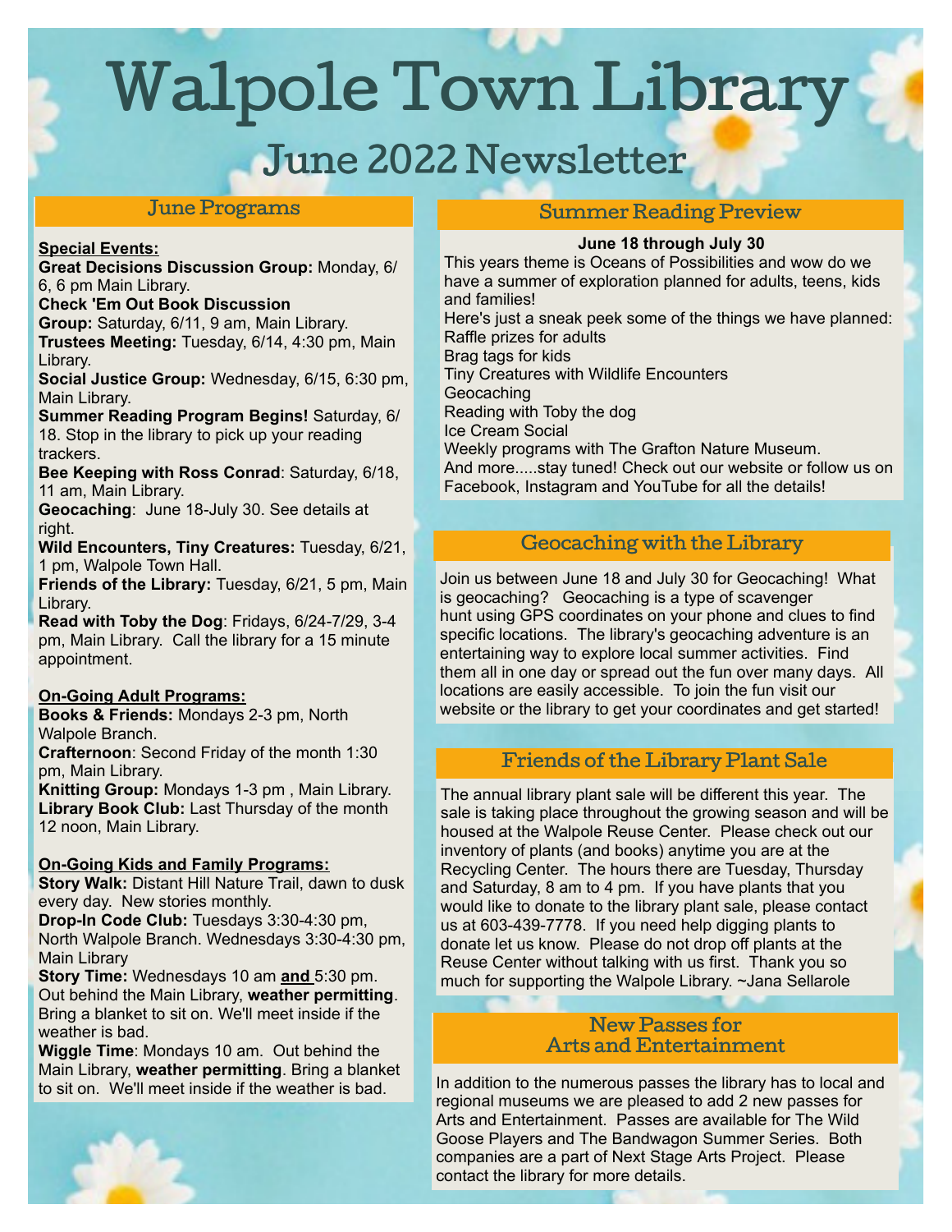# Walpole Town Library

## June 2022 Newsletter

## June Programs

**Special Events:**

**Great Decisions Discussion Group:** Monday, 6/6, 6 pm Main Library.

**Check 'Em Out Book Discussion Group:** Saturday, 6/11, 9 am, Main Library.

**Trustees Meeting:** Tuesday, 6/14, 4:30 pm, Main Library.

**Social Justice Group:** Wednesday, 6/15, 6:30 pm, Main Library.

**Summer Reading Program Begins!** Saturday, 6/18. Stop in the library to pick up your reading trackers.

**Bee Keeping with Ross Conrad**: Saturday, 6/18, 11 am, Main Library.

**Geocaching**: June 18-July 30. See details at right.

**Wild Encounters, Tiny Creatures:** Tuesday, 6/21, 1 pm, Walpole Town Hall.

**Friends of the Library:** Tuesday, 6/21, 5 pm, Main Library.

**Read with Toby the Dog**: Fridays, 6/24-7/29, 3-4 pm, Main Library. Call the library for a 15 minute appointment.

**On-Going Adult Programs:**

**Books & Friends:** Mondays 2-3 pm, North Walpole Branch.

**Crafternoon**: Second Friday of the month 1:30 pm, Main Library.

**Knitting Group:** Mondays 1-3 pm , Main Library.

**Library Book Club:** Last Thursday of the month 12 noon, Main Library.

**On-Going Kids and Family Programs:**

**Story Walk:** Distant Hill Nature Trail, dawn to dusk every day. New stories monthly.

**Drop-In Code Club:** Tuesdays 3:30-4:30 pm, North Walpole Branch. Wednesdays 3:30-4:30 pm, Main Library

**Story Time:** Wednesdays 10 am **and** 5:30 pm. Out behind the Main Library, **weather permitting**. Bring a blanket to sit on. We'll meet inside if the weather is bad.

**Wiggle Time**: Mondays 10 am. Out behind the Main Library, **weather permitting**. Bring a blanket to sit on. We'll meet inside if the weather is bad.

## Summer Reading Preview

**June 18 through July 30**

This years theme is Oceans of Possibilities and wow do we have a summer of exploration planned for adults, teens, kids and families!

Here's just a sneak peek some of the things we have planned:

Raffle prizes for adults
Brag tags for kids
Tiny Creatures with Wildlife Encounters
Geocaching
Reading with Toby the dog
Ice Cream Social
Weekly programs with The Grafton Nature Museum.

And more.....stay tuned! Check out our website or follow us on Facebook, Instagram and YouTube for all the details!

## Geocaching with the Library

Join us between June 18 and July 30 for Geocaching! What is geocaching? Geocaching is a type of scavenger hunt using GPS coordinates on your phone and clues to find specific locations. The library's geocaching adventure is an entertaining way to explore local summer activities. Find them all in one day or spread out the fun over many days. All locations are easily accessible. To join the fun visit our website or the library to get your coordinates and get started!

## Friends of the Library Plant Sale

The annual library plant sale will be different this year. The sale is taking place throughout the growing season and will be housed at the Walpole Reuse Center. Please check out our inventory of plants (and books) anytime you are at the Recycling Center. The hours there are Tuesday, Thursday and Saturday, 8 am to 4 pm. If you have plants that you would like to donate to the library plant sale, please contact us at 603-439-7778. If you need help digging plants to donate let us know. Please do not drop off plants at the Reuse Center without talking with us first. Thank you so much for supporting the Walpole Library. ~Jana Sellarole

## New Passes for Arts and Entertainment

In addition to the numerous passes the library has to local and regional museums we are pleased to add 2 new passes for Arts and Entertainment. Passes are available for The Wild Goose Players and The Bandwagon Summer Series. Both companies are a part of Next Stage Arts Project. Please contact the library for more details.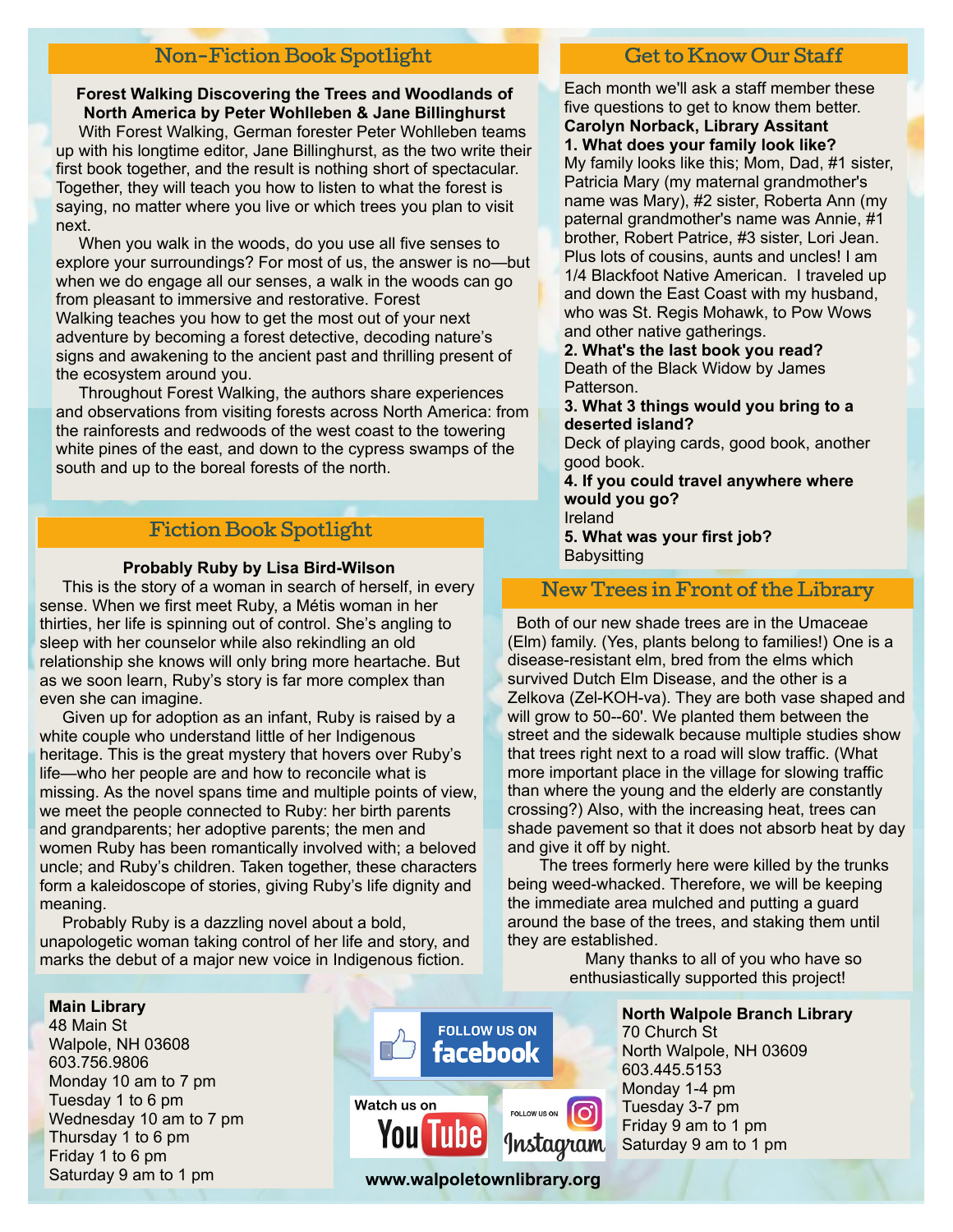## Non-Fiction Book Spotlight

**Forest Walking Discovering the Trees and Woodlands of North America by Peter Wohlleben & Jane Billinghurst**

With Forest Walking, German forester Peter Wohlleben teams up with his longtime editor, Jane Billinghurst, as the two write their first book together, and the result is nothing short of spectacular. Together, they will teach you how to listen to what the forest is saying, no matter where you live or which trees you plan to visit next.

When you walk in the woods, do you use all five senses to explore your surroundings? For most of us, the answer is no—but when we do engage all our senses, a walk in the woods can go from pleasant to immersive and restorative. Forest Walking teaches you how to get the most out of your next adventure by becoming a forest detective, decoding nature's signs and awakening to the ancient past and thrilling present of the ecosystem around you.

Throughout Forest Walking, the authors share experiences and observations from visiting forests across North America: from the rainforests and redwoods of the west coast to the towering white pines of the east, and down to the cypress swamps of the south and up to the boreal forests of the north.

## Fiction Book Spotlight

**Probably Ruby by Lisa Bird-Wilson**

This is the story of a woman in search of herself, in every sense. When we first meet Ruby, a Métis woman in her thirties, her life is spinning out of control. She's angling to sleep with her counselor while also rekindling an old relationship she knows will only bring more heartache. But as we soon learn, Ruby's story is far more complex than even she can imagine.

Given up for adoption as an infant, Ruby is raised by a white couple who understand little of her Indigenous heritage. This is the great mystery that hovers over Ruby's life—who her people are and how to reconcile what is missing. As the novel spans time and multiple points of view, we meet the people connected to Ruby: her birth parents and grandparents; her adoptive parents; the men and women Ruby has been romantically involved with; a beloved uncle; and Ruby's children. Taken together, these characters form a kaleidoscope of stories, giving Ruby's life dignity and meaning.

Probably Ruby is a dazzling novel about a bold, unapologetic woman taking control of her life and story, and marks the debut of a major new voice in Indigenous fiction.

## Get to Know Our Staff

Each month we'll ask a staff member these five questions to get to know them better.

**Carolyn Norback, Library Assitant**

**1. What does your family look like?**

My family looks like this; Mom, Dad, #1 sister, Patricia Mary (my maternal grandmother's name was Mary), #2 sister, Roberta Ann (my paternal grandmother's name was Annie, #1 brother, Robert Patrice, #3 sister, Lori Jean. Plus lots of cousins, aunts and uncles! I am 1/4 Blackfoot Native American. I traveled up and down the East Coast with my husband, who was St. Regis Mohawk, to Pow Wows and other native gatherings.

**2. What's the last book you read?**

Death of the Black Widow by James Patterson.

**3. What 3 things would you bring to a deserted island?**

Deck of playing cards, good book, another good book.

**4. If you could travel anywhere where would you go?**

Ireland

**5. What was your first job?**

Babysitting

## New Trees in Front of the Library

Both of our new shade trees are in the Umaceae (Elm) family. (Yes, plants belong to families!) One is a disease-resistant elm, bred from the elms which survived Dutch Elm Disease, and the other is a Zelkova (Zel-KOH-va). They are both vase shaped and will grow to 50--60'. We planted them between the street and the sidewalk because multiple studies show that trees right next to a road will slow traffic. (What more important place in the village for slowing traffic than where the young and the elderly are constantly crossing?) Also, with the increasing heat, trees can shade pavement so that it does not absorb heat by day and give it off by night.

The trees formerly here were killed by the trunks being weed-whacked. Therefore, we will be keeping the immediate area mulched and putting a guard around the base of the trees, and staking them until they are established.

Many thanks to all of you who have so enthusiastically supported this project!

**Main Library**
48 Main St
Walpole, NH 03608
603.756.9806
Monday 10 am to 7 pm
Tuesday 1 to 6 pm
Wednesday 10 am to 7 pm
Thursday 1 to 6 pm
Friday 1 to 6 pm
Saturday 9 am to 1 pm

FOLLOW US ON facebook

Watch us on YouTube

FOLLOW US ON Instagram

www.walpoletownlibrary.org

**North Walpole Branch Library**
70 Church St
North Walpole, NH 03609
603.445.5153
Monday 1-4 pm
Tuesday 3-7 pm
Friday 9 am to 1 pm
Saturday 9 am to 1 pm